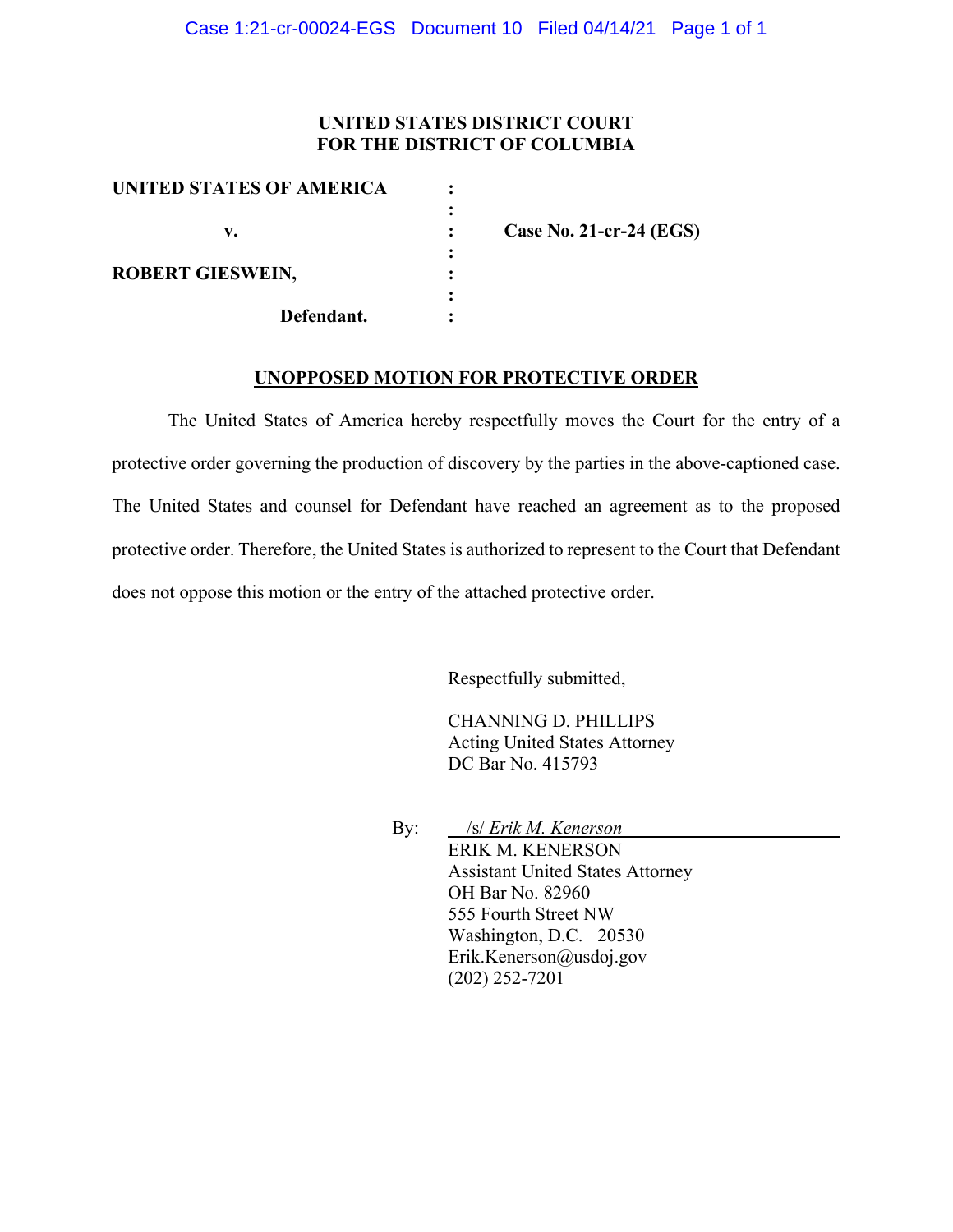**UNITED STATES DISTRICT COURT**
**FOR THE DISTRICT OF COLUMBIA**

| | | |
|---|---|---|
| **UNITED STATES OF AMERICA** | : | |
| | : | |
| **v.** | : | **Case No. 21-cr-24 (EGS)** |
| | : | |
| **ROBERT GIESWEIN,** | : | |
| | : | |
| **Defendant.** | : | |

**UNOPPOSED MOTION FOR PROTECTIVE ORDER**

The United States of America hereby respectfully moves the Court for the entry of a protective order governing the production of discovery by the parties in the above-captioned case. The United States and counsel for Defendant have reached an agreement as to the proposed protective order. Therefore, the United States is authorized to represent to the Court that Defendant does not oppose this motion or the entry of the attached protective order.

Respectfully submitted,

CHANNING D. PHILLIPS
Acting United States Attorney
DC Bar No. 415793

By: /s/ *Erik M. Kenerson*
ERIK M. KENERSON
Assistant United States Attorney
OH Bar No. 82960
555 Fourth Street NW
Washington, D.C. 20530
Erik.Kenerson@usdoj.gov
(202) 252-7201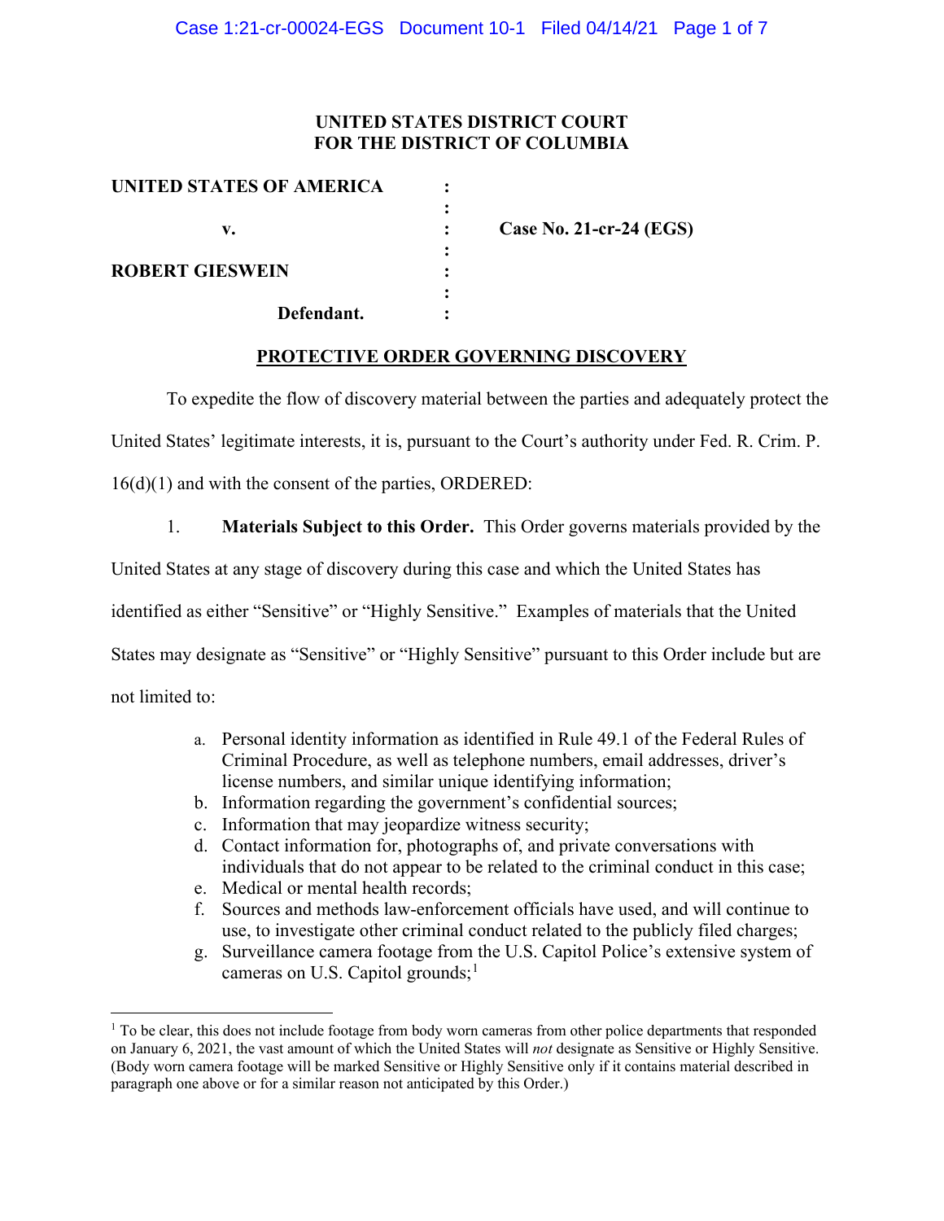**UNITED STATES DISTRICT COURT**
**FOR THE DISTRICT OF COLUMBIA**

| | | |
|---|---|---|
| **UNITED STATES OF AMERICA** | : | |
| | : | |
| **v.** | : | **Case No. 21-cr-24 (EGS)** |
| | : | |
| **ROBERT GIESWEIN** | : | |
| | : | |
| **Defendant.** | : | |

**PROTECTIVE ORDER GOVERNING DISCOVERY**

To expedite the flow of discovery material between the parties and adequately protect the United States' legitimate interests, it is, pursuant to the Court's authority under Fed. R. Crim. P. 16(d)(1) and with the consent of the parties, ORDERED:

1. **Materials Subject to this Order.** This Order governs materials provided by the United States at any stage of discovery during this case and which the United States has identified as either "Sensitive" or "Highly Sensitive." Examples of materials that the United States may designate as "Sensitive" or "Highly Sensitive" pursuant to this Order include but are not limited to:

   a. Personal identity information as identified in Rule 49.1 of the Federal Rules of Criminal Procedure, as well as telephone numbers, email addresses, driver's license numbers, and similar unique identifying information;
   b. Information regarding the government's confidential sources;
   c. Information that may jeopardize witness security;
   d. Contact information for, photographs of, and private conversations with individuals that do not appear to be related to the criminal conduct in this case;
   e. Medical or mental health records;
   f. Sources and methods law-enforcement officials have used, and will continue to use, to investigate other criminal conduct related to the publicly filed charges;
   g. Surveillance camera footage from the U.S. Capitol Police's extensive system of cameras on U.S. Capitol grounds;[1]

[1] To be clear, this does not include footage from body worn cameras from other police departments that responded on January 6, 2021, the vast amount of which the United States will *not* designate as Sensitive or Highly Sensitive. (Body worn camera footage will be marked Sensitive or Highly Sensitive only if it contains material described in paragraph one above or for a similar reason not anticipated by this Order.)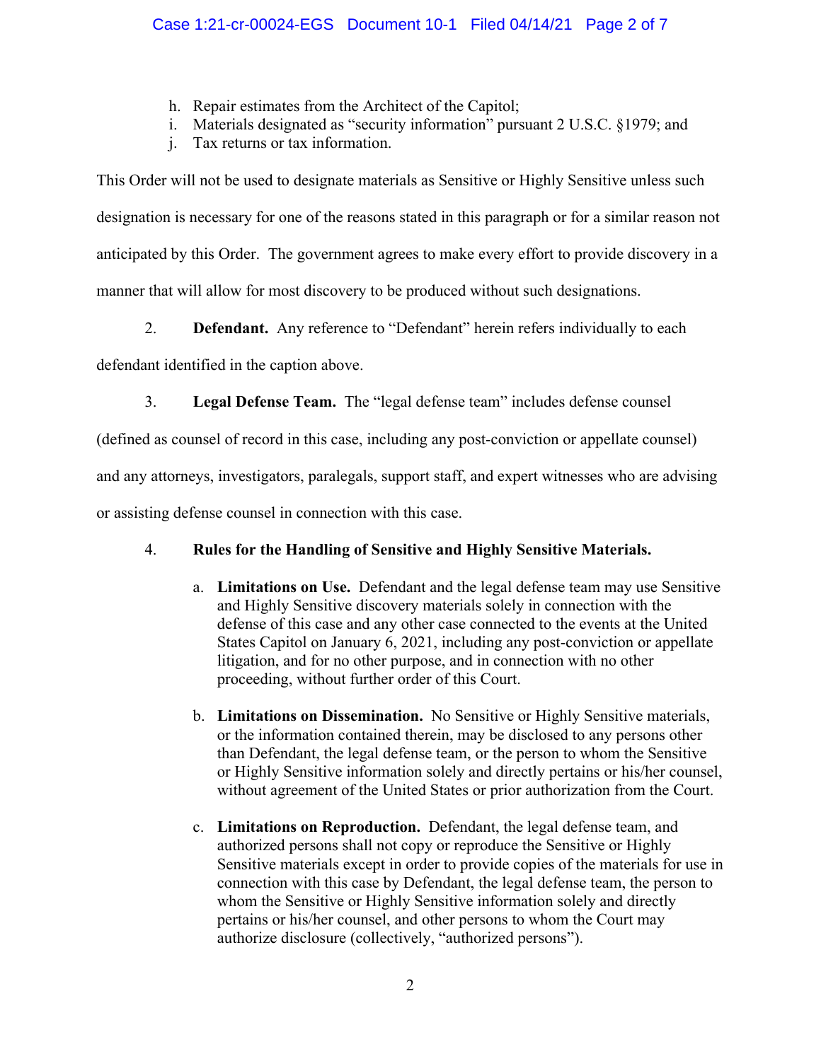h. Repair estimates from the Architect of the Capitol;
i. Materials designated as "security information" pursuant 2 U.S.C. §1979; and
j. Tax returns or tax information.

This Order will not be used to designate materials as Sensitive or Highly Sensitive unless such designation is necessary for one of the reasons stated in this paragraph or for a similar reason not anticipated by this Order. The government agrees to make every effort to provide discovery in a manner that will allow for most discovery to be produced without such designations.

2. **Defendant.** Any reference to "Defendant" herein refers individually to each defendant identified in the caption above.

3. **Legal Defense Team.** The "legal defense team" includes defense counsel (defined as counsel of record in this case, including any post-conviction or appellate counsel) and any attorneys, investigators, paralegals, support staff, and expert witnesses who are advising or assisting defense counsel in connection with this case.

4. **Rules for the Handling of Sensitive and Highly Sensitive Materials.**

   a. **Limitations on Use.** Defendant and the legal defense team may use Sensitive and Highly Sensitive discovery materials solely in connection with the defense of this case and any other case connected to the events at the United States Capitol on January 6, 2021, including any post-conviction or appellate litigation, and for no other purpose, and in connection with no other proceeding, without further order of this Court.

   b. **Limitations on Dissemination.** No Sensitive or Highly Sensitive materials, or the information contained therein, may be disclosed to any persons other than Defendant, the legal defense team, or the person to whom the Sensitive or Highly Sensitive information solely and directly pertains or his/her counsel, without agreement of the United States or prior authorization from the Court.

   c. **Limitations on Reproduction.** Defendant, the legal defense team, and authorized persons shall not copy or reproduce the Sensitive or Highly Sensitive materials except in order to provide copies of the materials for use in connection with this case by Defendant, the legal defense team, the person to whom the Sensitive or Highly Sensitive information solely and directly pertains or his/her counsel, and other persons to whom the Court may authorize disclosure (collectively, "authorized persons").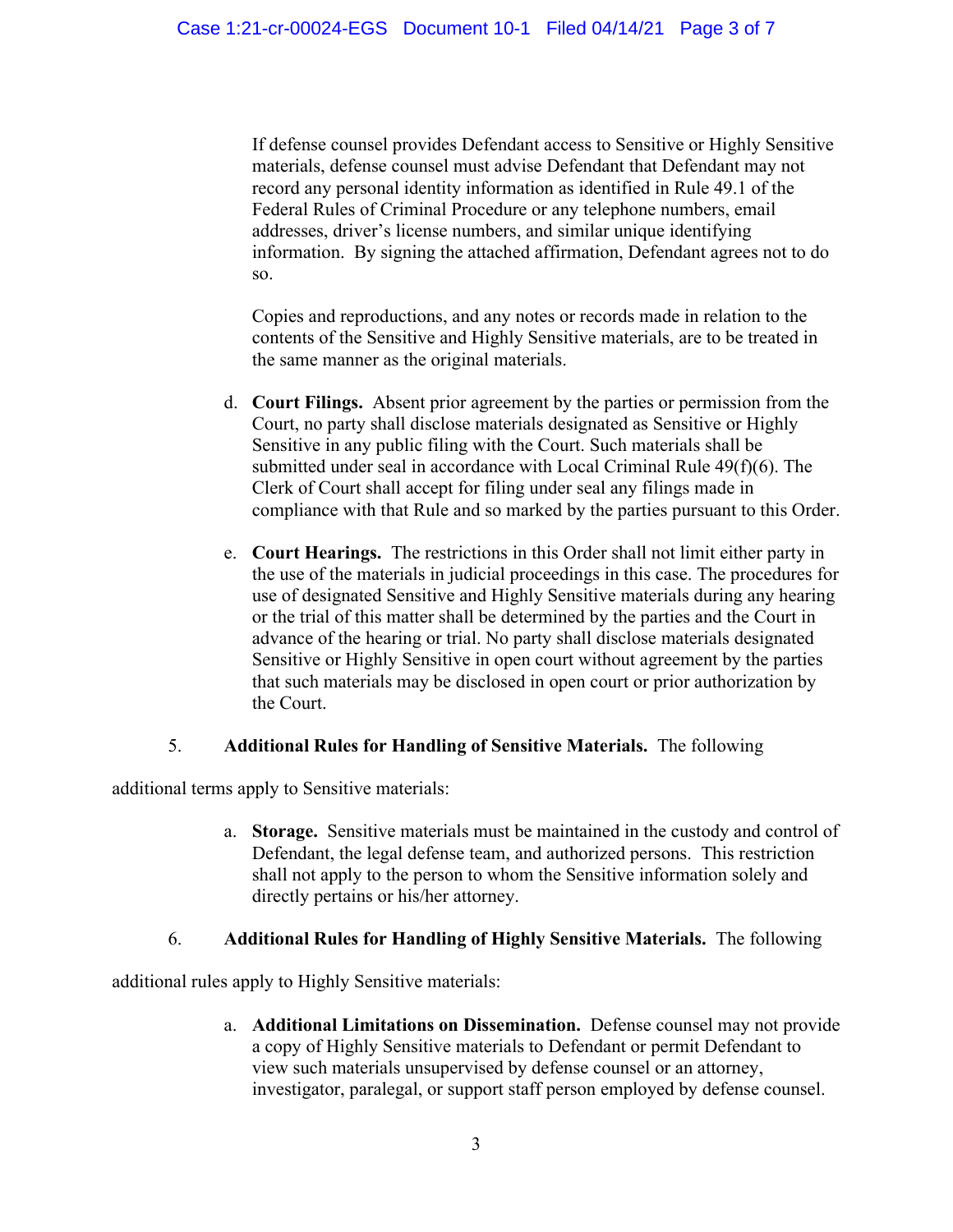If defense counsel provides Defendant access to Sensitive or Highly Sensitive materials, defense counsel must advise Defendant that Defendant may not record any personal identity information as identified in Rule 49.1 of the Federal Rules of Criminal Procedure or any telephone numbers, email addresses, driver's license numbers, and similar unique identifying information. By signing the attached affirmation, Defendant agrees not to do so.

Copies and reproductions, and any notes or records made in relation to the contents of the Sensitive and Highly Sensitive materials, are to be treated in the same manner as the original materials.

d. **Court Filings.** Absent prior agreement by the parties or permission from the Court, no party shall disclose materials designated as Sensitive or Highly Sensitive in any public filing with the Court. Such materials shall be submitted under seal in accordance with Local Criminal Rule 49(f)(6). The Clerk of Court shall accept for filing under seal any filings made in compliance with that Rule and so marked by the parties pursuant to this Order.

e. **Court Hearings.** The restrictions in this Order shall not limit either party in the use of the materials in judicial proceedings in this case. The procedures for use of designated Sensitive and Highly Sensitive materials during any hearing or the trial of this matter shall be determined by the parties and the Court in advance of the hearing or trial. No party shall disclose materials designated Sensitive or Highly Sensitive in open court without agreement by the parties that such materials may be disclosed in open court or prior authorization by the Court.

5. **Additional Rules for Handling of Sensitive Materials.** The following additional terms apply to Sensitive materials:

a. **Storage.** Sensitive materials must be maintained in the custody and control of Defendant, the legal defense team, and authorized persons. This restriction shall not apply to the person to whom the Sensitive information solely and directly pertains or his/her attorney.

6. **Additional Rules for Handling of Highly Sensitive Materials.** The following additional rules apply to Highly Sensitive materials:

a. **Additional Limitations on Dissemination.** Defense counsel may not provide a copy of Highly Sensitive materials to Defendant or permit Defendant to view such materials unsupervised by defense counsel or an attorney, investigator, paralegal, or support staff person employed by defense counsel.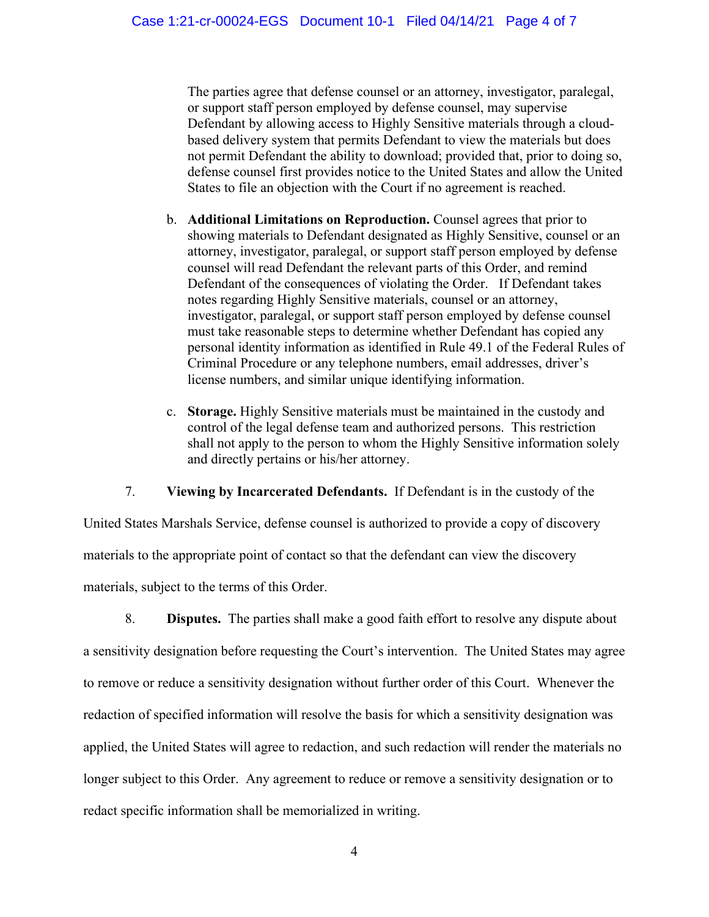The parties agree that defense counsel or an attorney, investigator, paralegal, or support staff person employed by defense counsel, may supervise Defendant by allowing access to Highly Sensitive materials through a cloud-based delivery system that permits Defendant to view the materials but does not permit Defendant the ability to download; provided that, prior to doing so, defense counsel first provides notice to the United States and allow the United States to file an objection with the Court if no agreement is reached.

b. **Additional Limitations on Reproduction.** Counsel agrees that prior to showing materials to Defendant designated as Highly Sensitive, counsel or an attorney, investigator, paralegal, or support staff person employed by defense counsel will read Defendant the relevant parts of this Order, and remind Defendant of the consequences of violating the Order. If Defendant takes notes regarding Highly Sensitive materials, counsel or an attorney, investigator, paralegal, or support staff person employed by defense counsel must take reasonable steps to determine whether Defendant has copied any personal identity information as identified in Rule 49.1 of the Federal Rules of Criminal Procedure or any telephone numbers, email addresses, driver's license numbers, and similar unique identifying information.

c. **Storage.** Highly Sensitive materials must be maintained in the custody and control of the legal defense team and authorized persons. This restriction shall not apply to the person to whom the Highly Sensitive information solely and directly pertains or his/her attorney.

7. **Viewing by Incarcerated Defendants.** If Defendant is in the custody of the United States Marshals Service, defense counsel is authorized to provide a copy of discovery materials to the appropriate point of contact so that the defendant can view the discovery materials, subject to the terms of this Order.

8. **Disputes.** The parties shall make a good faith effort to resolve any dispute about a sensitivity designation before requesting the Court's intervention. The United States may agree to remove or reduce a sensitivity designation without further order of this Court. Whenever the redaction of specified information will resolve the basis for which a sensitivity designation was applied, the United States will agree to redaction, and such redaction will render the materials no longer subject to this Order. Any agreement to reduce or remove a sensitivity designation or to redact specific information shall be memorialized in writing.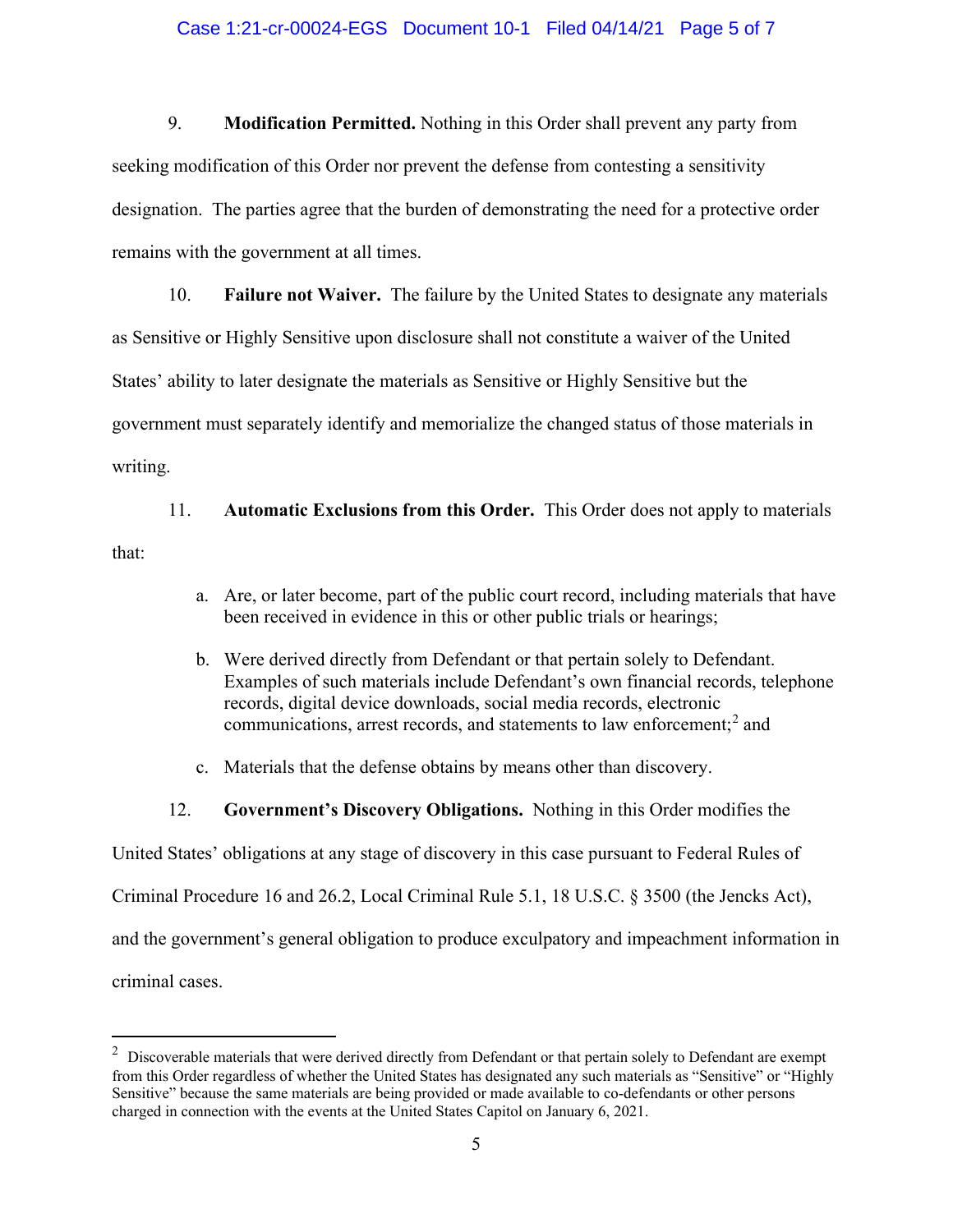9. **Modification Permitted.** Nothing in this Order shall prevent any party from seeking modification of this Order nor prevent the defense from contesting a sensitivity designation. The parties agree that the burden of demonstrating the need for a protective order remains with the government at all times.

10. **Failure not Waiver.** The failure by the United States to designate any materials as Sensitive or Highly Sensitive upon disclosure shall not constitute a waiver of the United States' ability to later designate the materials as Sensitive or Highly Sensitive but the government must separately identify and memorialize the changed status of those materials in writing.

11. **Automatic Exclusions from this Order.** This Order does not apply to materials that:

   a. Are, or later become, part of the public court record, including materials that have been received in evidence in this or other public trials or hearings;

   b. Were derived directly from Defendant or that pertain solely to Defendant. Examples of such materials include Defendant's own financial records, telephone records, digital device downloads, social media records, electronic communications, arrest records, and statements to law enforcement;[2] and

   c. Materials that the defense obtains by means other than discovery.

12. **Government's Discovery Obligations.** Nothing in this Order modifies the United States' obligations at any stage of discovery in this case pursuant to Federal Rules of Criminal Procedure 16 and 26.2, Local Criminal Rule 5.1, 18 U.S.C. § 3500 (the Jencks Act), and the government's general obligation to produce exculpatory and impeachment information in criminal cases.

---

[2] Discoverable materials that were derived directly from Defendant or that pertain solely to Defendant are exempt from this Order regardless of whether the United States has designated any such materials as "Sensitive" or "Highly Sensitive" because the same materials are being provided or made available to co-defendants or other persons charged in connection with the events at the United States Capitol on January 6, 2021.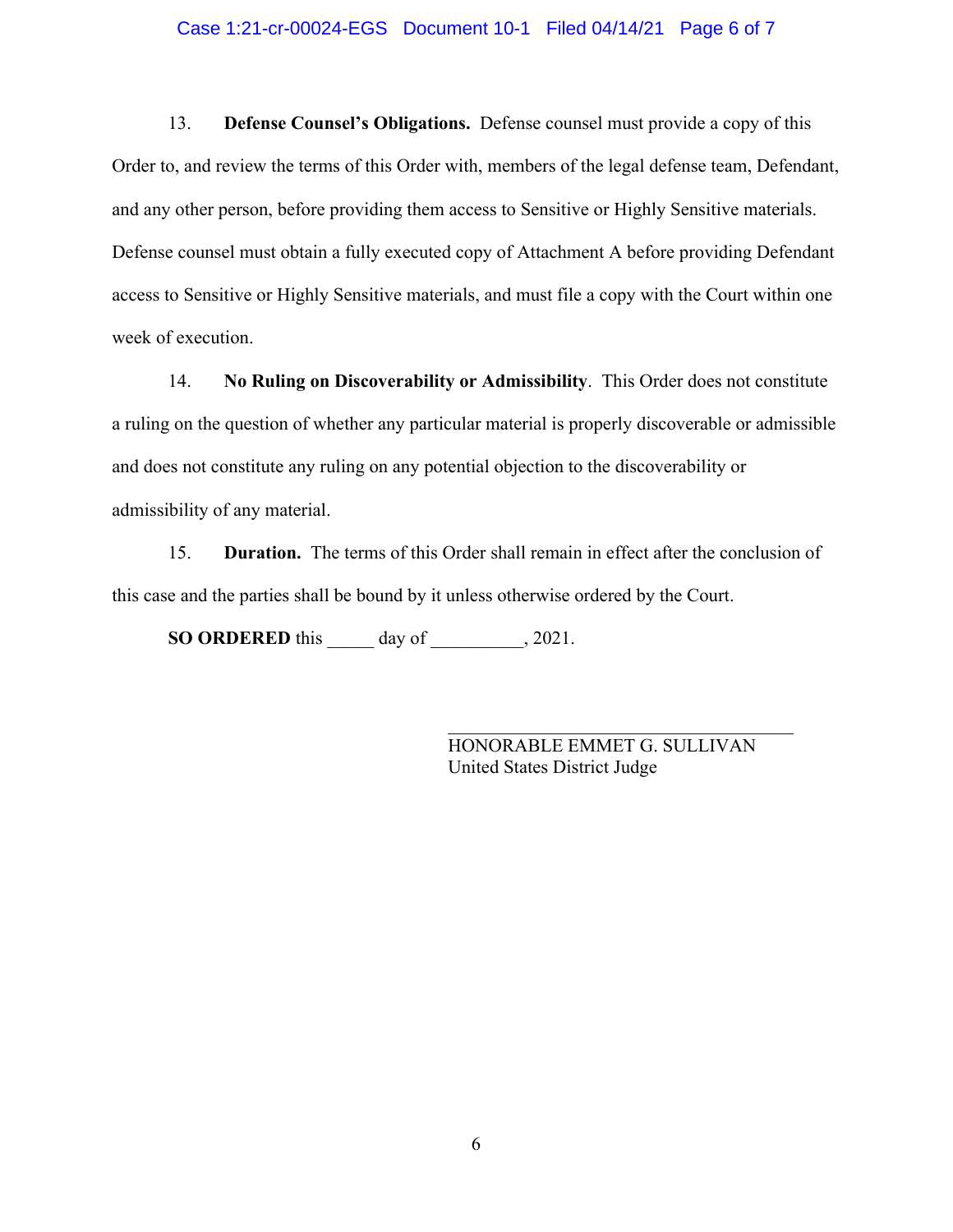13. **Defense Counsel's Obligations.** Defense counsel must provide a copy of this Order to, and review the terms of this Order with, members of the legal defense team, Defendant, and any other person, before providing them access to Sensitive or Highly Sensitive materials. Defense counsel must obtain a fully executed copy of Attachment A before providing Defendant access to Sensitive or Highly Sensitive materials, and must file a copy with the Court within one week of execution.

14. **No Ruling on Discoverability or Admissibility**. This Order does not constitute a ruling on the question of whether any particular material is properly discoverable or admissible and does not constitute any ruling on any potential objection to the discoverability or admissibility of any material.

15. **Duration.** The terms of this Order shall remain in effect after the conclusion of this case and the parties shall be bound by it unless otherwise ordered by the Court.

**SO ORDERED** this _____ day of __________, 2021.

___________________________________
HONORABLE EMMET G. SULLIVAN
United States District Judge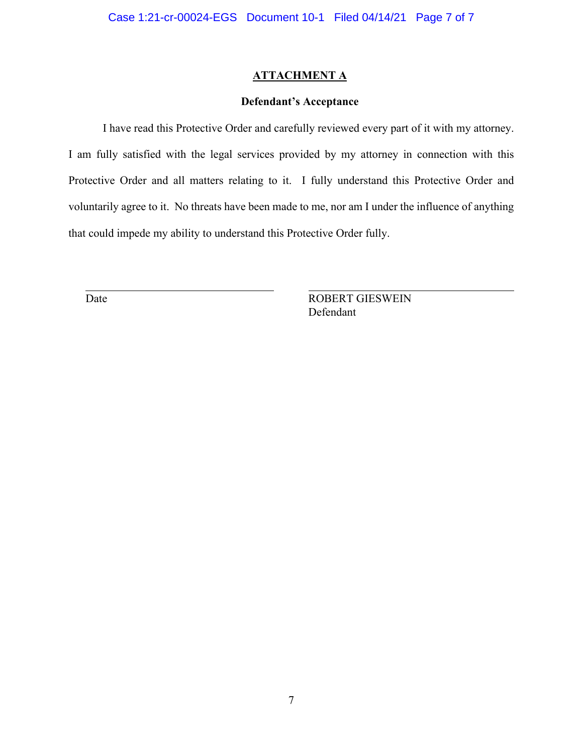## ATTACHMENT A

### Defendant's Acceptance

I have read this Protective Order and carefully reviewed every part of it with my attorney. I am fully satisfied with the legal services provided by my attorney in connection with this Protective Order and all matters relating to it. I fully understand this Protective Order and voluntarily agree to it. No threats have been made to me, nor am I under the influence of anything that could impede my ability to understand this Protective Order fully.

\_\_\_\_\_\_\_\_\_\_\_\_\_\_\_\_\_\_\_\_\_\_\_\_\_\_\_\_\_\_
Date

\_\_\_\_\_\_\_\_\_\_\_\_\_\_\_\_\_\_\_\_\_\_\_\_\_\_\_\_\_\_
ROBERT GIESWEIN
Defendant